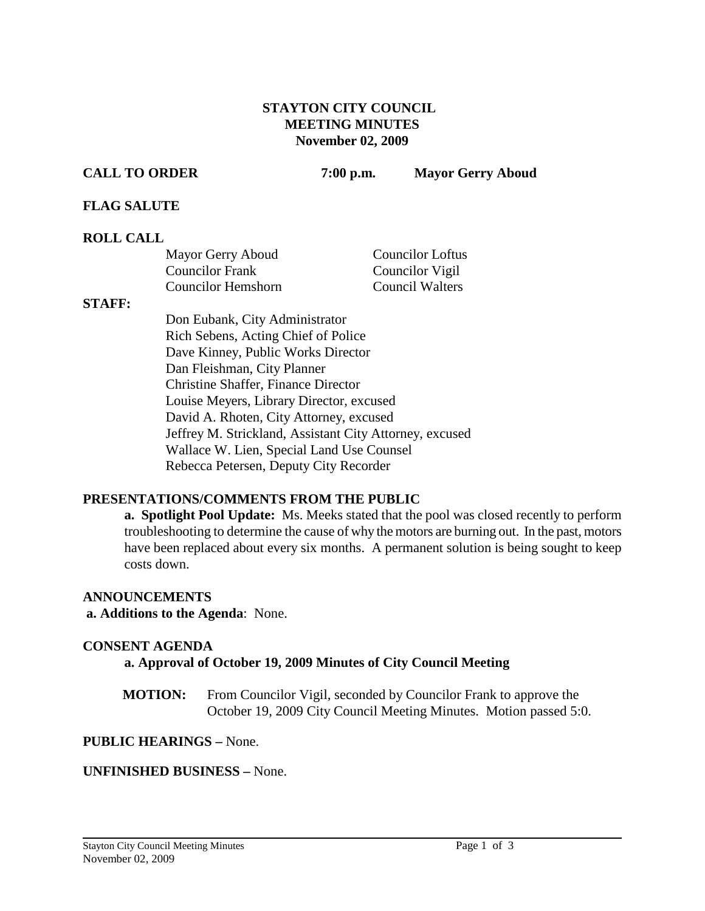# STAYTON CITY COUNCIL
## MEETING MINUTES
### November 02, 2009

**CALL TO ORDER** **7:00 p.m.** **Mayor Gerry Aboud**

**FLAG SALUTE**

**ROLL CALL**

| | |
|---|---|
| Mayor Gerry Aboud | Councilor Loftus |
| Councilor Frank | Councilor Vigil |
| Councilor Hemshorn | Council Walters |

**STAFF:**

Don Eubank, City Administrator
Rich Sebens, Acting Chief of Police
Dave Kinney, Public Works Director
Dan Fleishman, City Planner
Christine Shaffer, Finance Director
Louise Meyers, Library Director, excused
David A. Rhoten, City Attorney, excused
Jeffrey M. Strickland, Assistant City Attorney, excused
Wallace W. Lien, Special Land Use Counsel
Rebecca Petersen, Deputy City Recorder

**PRESENTATIONS/COMMENTS FROM THE PUBLIC**

**a. Spotlight Pool Update:** Ms. Meeks stated that the pool was closed recently to perform troubleshooting to determine the cause of why the motors are burning out. In the past, motors have been replaced about every six months. A permanent solution is being sought to keep costs down.

**ANNOUNCEMENTS**

**a. Additions to the Agenda**: None.

**CONSENT AGENDA**

**a. Approval of October 19, 2009 Minutes of City Council Meeting**

**MOTION:** From Councilor Vigil, seconded by Councilor Frank to approve the October 19, 2009 City Council Meeting Minutes. Motion passed 5:0.

**PUBLIC HEARINGS –** None.

**UNFINISHED BUSINESS –** None.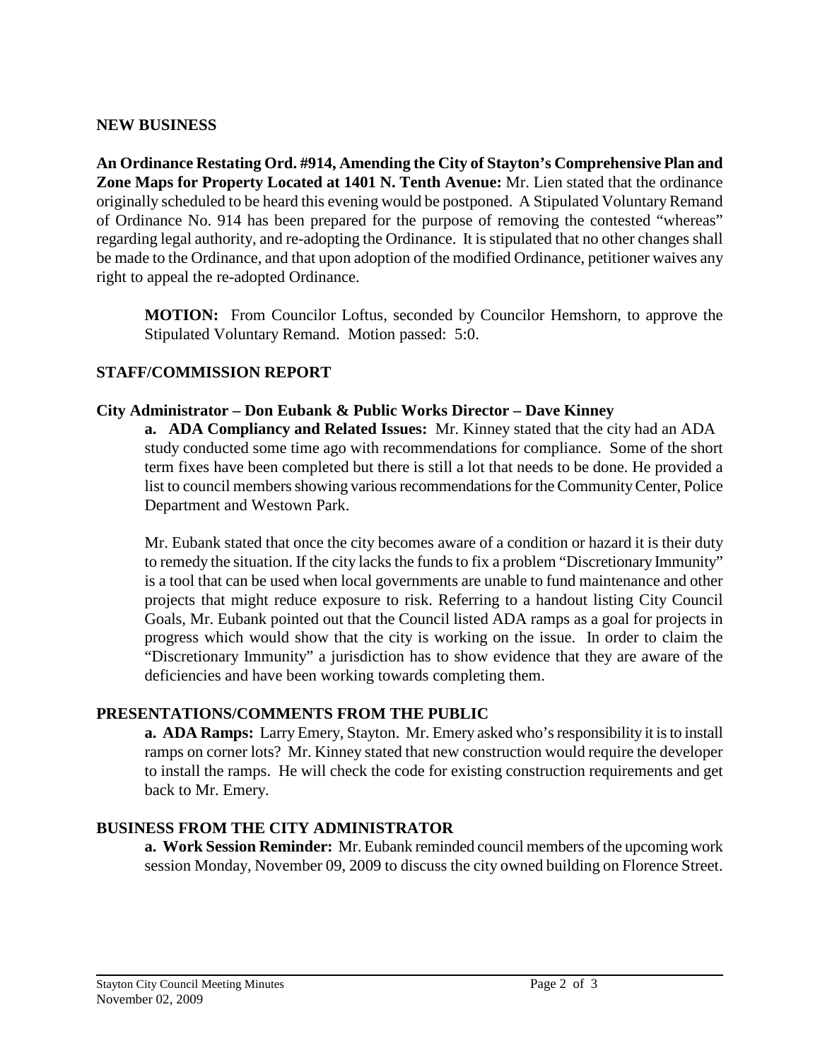## NEW BUSINESS

**An Ordinance Restating Ord. #914, Amending the City of Stayton's Comprehensive Plan and Zone Maps for Property Located at 1401 N. Tenth Avenue:** Mr. Lien stated that the ordinance originally scheduled to be heard this evening would be postponed. A Stipulated Voluntary Remand of Ordinance No. 914 has been prepared for the purpose of removing the contested "whereas" regarding legal authority, and re-adopting the Ordinance. It is stipulated that no other changes shall be made to the Ordinance, and that upon adoption of the modified Ordinance, petitioner waives any right to appeal the re-adopted Ordinance.

> **MOTION:** From Councilor Loftus, seconded by Councilor Hemshorn, to approve the Stipulated Voluntary Remand. Motion passed: 5:0.

## STAFF/COMMISSION REPORT

### City Administrator – Don Eubank & Public Works Director – Dave Kinney

**a. ADA Compliancy and Related Issues:** Mr. Kinney stated that the city had an ADA study conducted some time ago with recommendations for compliance. Some of the short term fixes have been completed but there is still a lot that needs to be done. He provided a list to council members showing various recommendations for the Community Center, Police Department and Westown Park.

Mr. Eubank stated that once the city becomes aware of a condition or hazard it is their duty to remedy the situation. If the city lacks the funds to fix a problem "Discretionary Immunity" is a tool that can be used when local governments are unable to fund maintenance and other projects that might reduce exposure to risk. Referring to a handout listing City Council Goals, Mr. Eubank pointed out that the Council listed ADA ramps as a goal for projects in progress which would show that the city is working on the issue. In order to claim the "Discretionary Immunity" a jurisdiction has to show evidence that they are aware of the deficiencies and have been working towards completing them.

## PRESENTATIONS/COMMENTS FROM THE PUBLIC

**a. ADA Ramps:** Larry Emery, Stayton. Mr. Emery asked who's responsibility it is to install ramps on corner lots? Mr. Kinney stated that new construction would require the developer to install the ramps. He will check the code for existing construction requirements and get back to Mr. Emery.

## BUSINESS FROM THE CITY ADMINISTRATOR

**a. Work Session Reminder:** Mr. Eubank reminded council members of the upcoming work session Monday, November 09, 2009 to discuss the city owned building on Florence Street.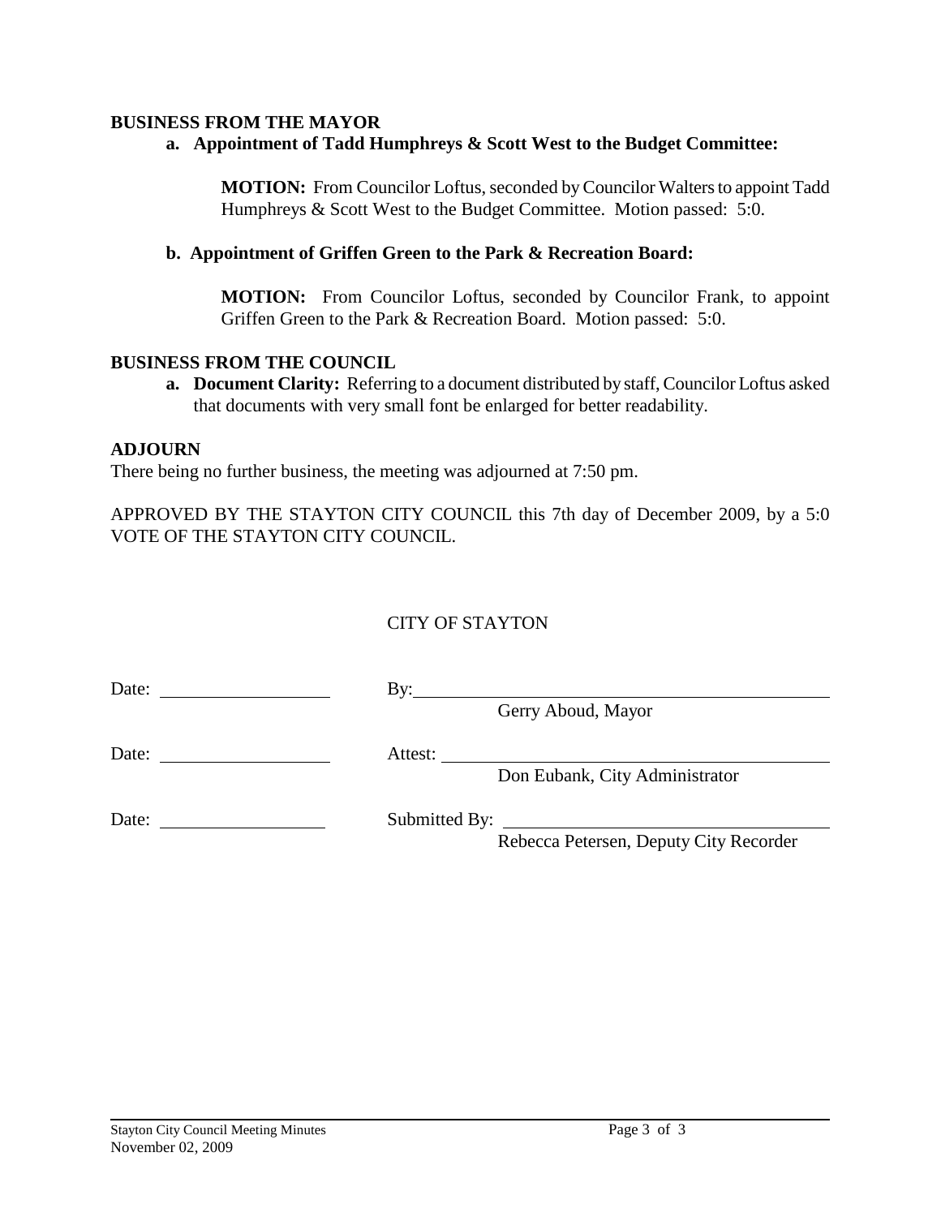**BUSINESS FROM THE MAYOR**

**a. Appointment of Tadd Humphreys & Scott West to the Budget Committee:**

**MOTION:** From Councilor Loftus, seconded by Councilor Walters to appoint Tadd Humphreys & Scott West to the Budget Committee. Motion passed: 5:0.

**b. Appointment of Griffen Green to the Park & Recreation Board:**

**MOTION:** From Councilor Loftus, seconded by Councilor Frank, to appoint Griffen Green to the Park & Recreation Board. Motion passed: 5:0.

**BUSINESS FROM THE COUNCIL**

**a. Document Clarity:** Referring to a document distributed by staff, Councilor Loftus asked that documents with very small font be enlarged for better readability.

**ADJOURN**

There being no further business, the meeting was adjourned at 7:50 pm.

APPROVED BY THE STAYTON CITY COUNCIL this 7th day of December 2009, by a 5:0 VOTE OF THE STAYTON CITY COUNCIL.

CITY OF STAYTON

Date: \_\_\_\_\_\_\_\_\_\_\_\_\_\_\_\_ By: \_\_\_\_\_\_\_\_\_\_\_\_\_\_\_\_\_\_\_\_\_\_\_\_
Gerry Aboud, Mayor

Date: \_\_\_\_\_\_\_\_\_\_\_\_\_\_\_\_ Attest: \_\_\_\_\_\_\_\_\_\_\_\_\_\_\_\_\_\_\_\_\_\_\_\_
Don Eubank, City Administrator

Date: \_\_\_\_\_\_\_\_\_\_\_\_\_\_\_\_ Submitted By: \_\_\_\_\_\_\_\_\_\_\_\_\_\_\_\_\_\_\_\_\_\_\_\_
Rebecca Petersen, Deputy City Recorder

Stayton City Council Meeting Minutes
November 02, 2009